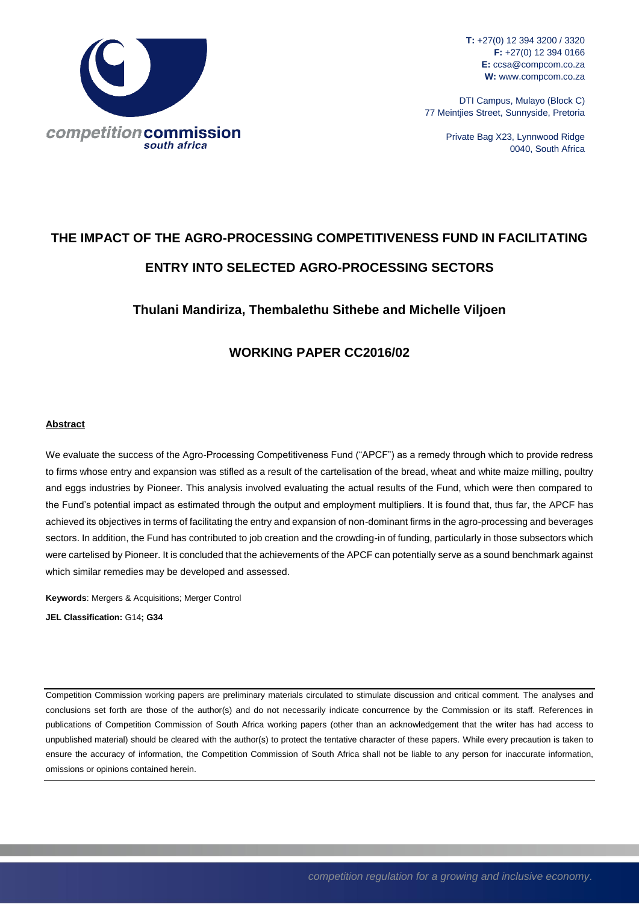T: +27(0) 12 394 3200 / 3320
F: +27(0) 12 394 0166
E: ccsa@compcom.co.za
W: www.compcom.co.za

DTI Campus, Mulayo (Block C)
77 Meintjies Street, Sunnyside, Pretoria

Private Bag X23, Lynnwood Ridge
0040, South Africa

# THE IMPACT OF THE AGRO-PROCESSING COMPETITIVENESS FUND IN FACILITATING ENTRY INTO SELECTED AGRO-PROCESSING SECTORS

## Thulani Mandiriza, Thembalethu Sithebe and Michelle Viljoen

## WORKING PAPER CC2016/02

**Abstract**

We evaluate the success of the Agro-Processing Competitiveness Fund ("APCF") as a remedy through which to provide redress to firms whose entry and expansion was stifled as a result of the cartelisation of the bread, wheat and white maize milling, poultry and eggs industries by Pioneer. This analysis involved evaluating the actual results of the Fund, which were then compared to the Fund's potential impact as estimated through the output and employment multipliers. It is found that, thus far, the APCF has achieved its objectives in terms of facilitating the entry and expansion of non-dominant firms in the agro-processing and beverages sectors. In addition, the Fund has contributed to job creation and the crowding-in of funding, particularly in those subsectors which were cartelised by Pioneer. It is concluded that the achievements of the APCF can potentially serve as a sound benchmark against which similar remedies may be developed and assessed.

**Keywords**: Mergers & Acquisitions; Merger Control

**JEL Classification:** G14**; G34**

Competition Commission working papers are preliminary materials circulated to stimulate discussion and critical comment. The analyses and conclusions set forth are those of the author(s) and do not necessarily indicate concurrence by the Commission or its staff. References in publications of Competition Commission of South Africa working papers (other than an acknowledgement that the writer has had access to unpublished material) should be cleared with the author(s) to protect the tentative character of these papers. While every precaution is taken to ensure the accuracy of information, the Competition Commission of South Africa shall not be liable to any person for inaccurate information, omissions or opinions contained herein.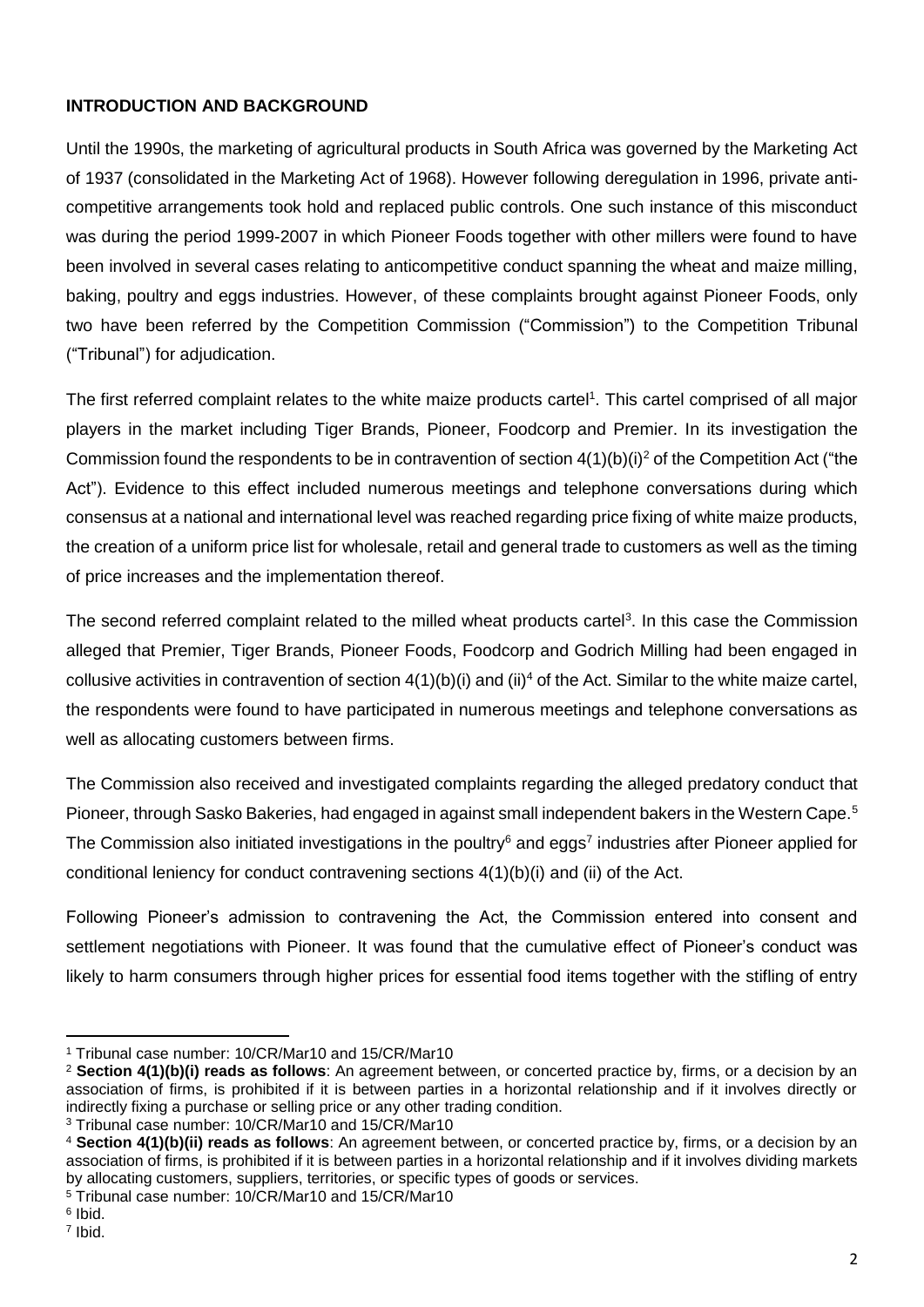**INTRODUCTION AND BACKGROUND**

Until the 1990s, the marketing of agricultural products in South Africa was governed by the Marketing Act of 1937 (consolidated in the Marketing Act of 1968). However following deregulation in 1996, private anti-competitive arrangements took hold and replaced public controls. One such instance of this misconduct was during the period 1999-2007 in which Pioneer Foods together with other millers were found to have been involved in several cases relating to anticompetitive conduct spanning the wheat and maize milling, baking, poultry and eggs industries. However, of these complaints brought against Pioneer Foods, only two have been referred by the Competition Commission ("Commission") to the Competition Tribunal ("Tribunal") for adjudication.

The first referred complaint relates to the white maize products cartel[1]. This cartel comprised of all major players in the market including Tiger Brands, Pioneer, Foodcorp and Premier. In its investigation the Commission found the respondents to be in contravention of section 4(1)(b)(i)[2] of the Competition Act ("the Act"). Evidence to this effect included numerous meetings and telephone conversations during which consensus at a national and international level was reached regarding price fixing of white maize products, the creation of a uniform price list for wholesale, retail and general trade to customers as well as the timing of price increases and the implementation thereof.

The second referred complaint related to the milled wheat products cartel[3]. In this case the Commission alleged that Premier, Tiger Brands, Pioneer Foods, Foodcorp and Godrich Milling had been engaged in collusive activities in contravention of section 4(1)(b)(i) and (ii)[4] of the Act. Similar to the white maize cartel, the respondents were found to have participated in numerous meetings and telephone conversations as well as allocating customers between firms.

The Commission also received and investigated complaints regarding the alleged predatory conduct that Pioneer, through Sasko Bakeries, had engaged in against small independent bakers in the Western Cape.[5] The Commission also initiated investigations in the poultry[6] and eggs[7] industries after Pioneer applied for conditional leniency for conduct contravening sections 4(1)(b)(i) and (ii) of the Act.

Following Pioneer's admission to contravening the Act, the Commission entered into consent and settlement negotiations with Pioneer. It was found that the cumulative effect of Pioneer's conduct was likely to harm consumers through higher prices for essential food items together with the stifling of entry

---

[1] Tribunal case number: 10/CR/Mar10 and 15/CR/Mar10

[2] **Section 4(1)(b)(i) reads as follows**: An agreement between, or concerted practice by, firms, or a decision by an association of firms, is prohibited if it is between parties in a horizontal relationship and if it involves directly or indirectly fixing a purchase or selling price or any other trading condition.

[3] Tribunal case number: 10/CR/Mar10 and 15/CR/Mar10

[4] **Section 4(1)(b)(ii) reads as follows**: An agreement between, or concerted practice by, firms, or a decision by an association of firms, is prohibited if it is between parties in a horizontal relationship and if it involves dividing markets by allocating customers, suppliers, territories, or specific types of goods or services.

[5] Tribunal case number: 10/CR/Mar10 and 15/CR/Mar10

[6] Ibid.

[7] Ibid.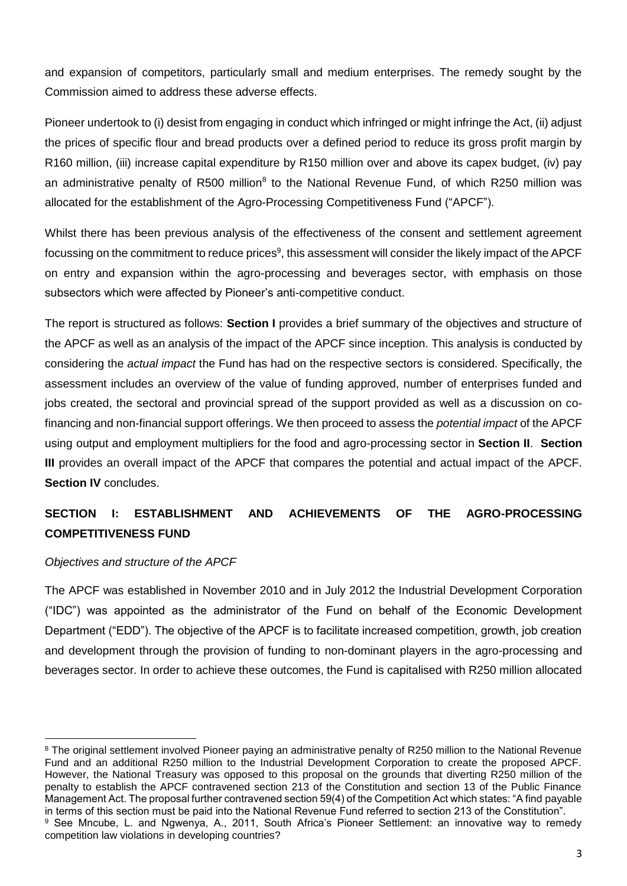and expansion of competitors, particularly small and medium enterprises. The remedy sought by the Commission aimed to address these adverse effects.

Pioneer undertook to (i) desist from engaging in conduct which infringed or might infringe the Act, (ii) adjust the prices of specific flour and bread products over a defined period to reduce its gross profit margin by R160 million, (iii) increase capital expenditure by R150 million over and above its capex budget, (iv) pay an administrative penalty of R500 million[8] to the National Revenue Fund, of which R250 million was allocated for the establishment of the Agro-Processing Competitiveness Fund ("APCF").

Whilst there has been previous analysis of the effectiveness of the consent and settlement agreement focussing on the commitment to reduce prices[9], this assessment will consider the likely impact of the APCF on entry and expansion within the agro-processing and beverages sector, with emphasis on those subsectors which were affected by Pioneer's anti-competitive conduct.

The report is structured as follows: **Section I** provides a brief summary of the objectives and structure of the APCF as well as an analysis of the impact of the APCF since inception. This analysis is conducted by considering the *actual impact* the Fund has had on the respective sectors is considered. Specifically, the assessment includes an overview of the value of funding approved, number of enterprises funded and jobs created, the sectoral and provincial spread of the support provided as well as a discussion on co-financing and non-financial support offerings. We then proceed to assess the *potential impact* of the APCF using output and employment multipliers for the food and agro-processing sector in **Section II**. **Section III** provides an overall impact of the APCF that compares the potential and actual impact of the APCF. **Section IV** concludes.

## SECTION I: ESTABLISHMENT AND ACHIEVEMENTS OF THE AGRO-PROCESSING COMPETITIVENESS FUND

*Objectives and structure of the APCF*

The APCF was established in November 2010 and in July 2012 the Industrial Development Corporation ("IDC") was appointed as the administrator of the Fund on behalf of the Economic Development Department ("EDD"). The objective of the APCF is to facilitate increased competition, growth, job creation and development through the provision of funding to non-dominant players in the agro-processing and beverages sector. In order to achieve these outcomes, the Fund is capitalised with R250 million allocated

---

[8] The original settlement involved Pioneer paying an administrative penalty of R250 million to the National Revenue Fund and an additional R250 million to the Industrial Development Corporation to create the proposed APCF. However, the National Treasury was opposed to this proposal on the grounds that diverting R250 million of the penalty to establish the APCF contravened section 213 of the Constitution and section 13 of the Public Finance Management Act. The proposal further contravened section 59(4) of the Competition Act which states: "A find payable in terms of this section must be paid into the National Revenue Fund referred to section 213 of the Constitution".

[9] See Mncube, L. and Ngwenya, A., 2011, South Africa's Pioneer Settlement: an innovative way to remedy competition law violations in developing countries?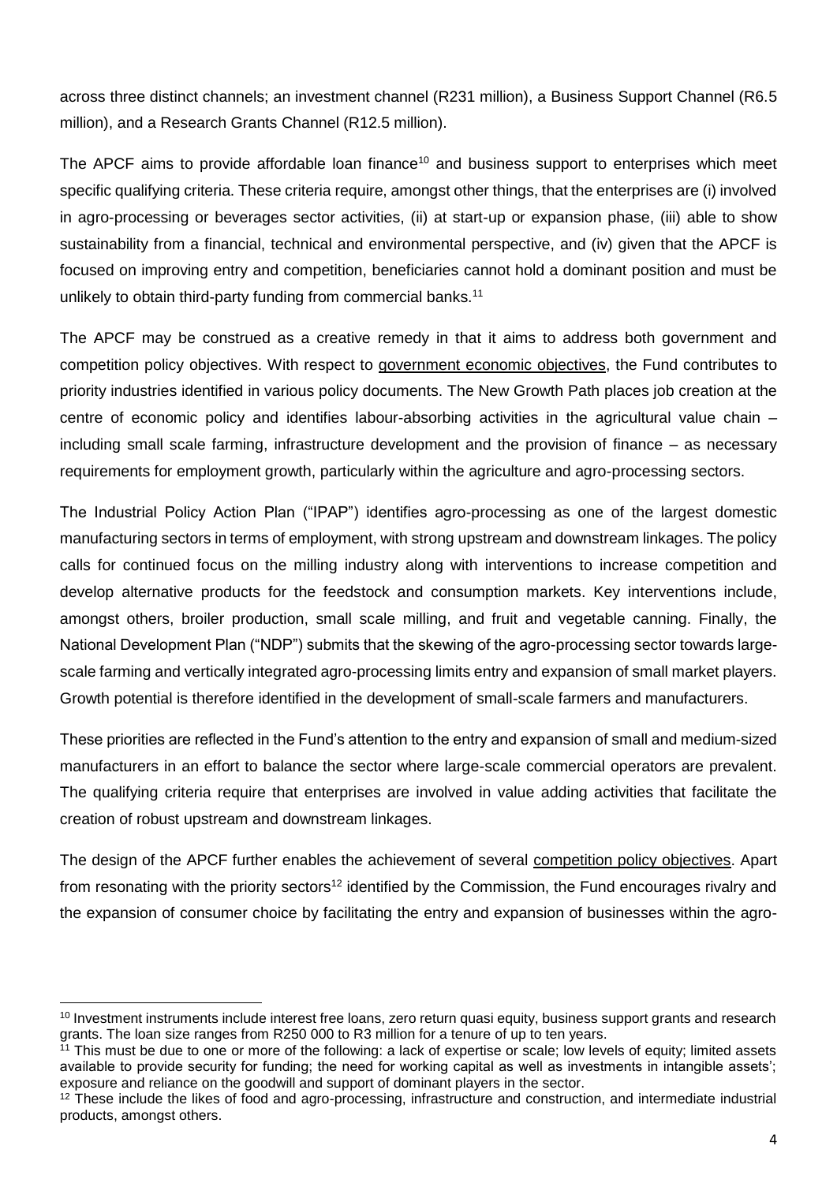across three distinct channels; an investment channel (R231 million), a Business Support Channel (R6.5 million), and a Research Grants Channel (R12.5 million).

The APCF aims to provide affordable loan finance[10] and business support to enterprises which meet specific qualifying criteria. These criteria require, amongst other things, that the enterprises are (i) involved in agro-processing or beverages sector activities, (ii) at start-up or expansion phase, (iii) able to show sustainability from a financial, technical and environmental perspective, and (iv) given that the APCF is focused on improving entry and competition, beneficiaries cannot hold a dominant position and must be unlikely to obtain third-party funding from commercial banks.[11]

The APCF may be construed as a creative remedy in that it aims to address both government and competition policy objectives. With respect to government economic objectives, the Fund contributes to priority industries identified in various policy documents. The New Growth Path places job creation at the centre of economic policy and identifies labour-absorbing activities in the agricultural value chain – including small scale farming, infrastructure development and the provision of finance – as necessary requirements for employment growth, particularly within the agriculture and agro-processing sectors.

The Industrial Policy Action Plan ("IPAP") identifies agro-processing as one of the largest domestic manufacturing sectors in terms of employment, with strong upstream and downstream linkages. The policy calls for continued focus on the milling industry along with interventions to increase competition and develop alternative products for the feedstock and consumption markets. Key interventions include, amongst others, broiler production, small scale milling, and fruit and vegetable canning. Finally, the National Development Plan ("NDP") submits that the skewing of the agro-processing sector towards large-scale farming and vertically integrated agro-processing limits entry and expansion of small market players. Growth potential is therefore identified in the development of small-scale farmers and manufacturers.

These priorities are reflected in the Fund's attention to the entry and expansion of small and medium-sized manufacturers in an effort to balance the sector where large-scale commercial operators are prevalent. The qualifying criteria require that enterprises are involved in value adding activities that facilitate the creation of robust upstream and downstream linkages.

The design of the APCF further enables the achievement of several competition policy objectives. Apart from resonating with the priority sectors[12] identified by the Commission, the Fund encourages rivalry and the expansion of consumer choice by facilitating the entry and expansion of businesses within the agro-

---

[10] Investment instruments include interest free loans, zero return quasi equity, business support grants and research grants. The loan size ranges from R250 000 to R3 million for a tenure of up to ten years.

[11] This must be due to one or more of the following: a lack of expertise or scale; low levels of equity; limited assets available to provide security for funding; the need for working capital as well as investments in intangible assets'; exposure and reliance on the goodwill and support of dominant players in the sector.

[12] These include the likes of food and agro-processing, infrastructure and construction, and intermediate industrial products, amongst others.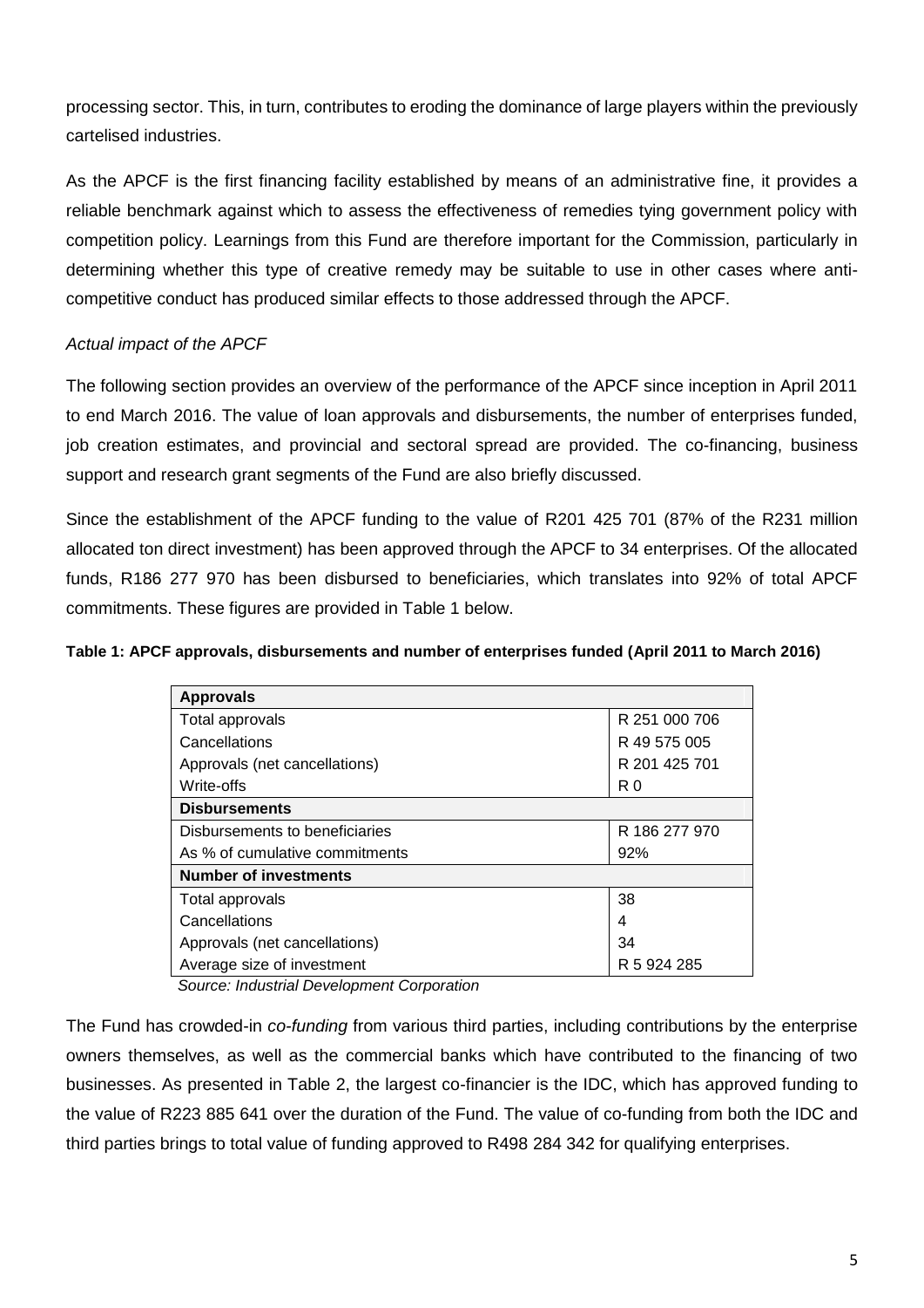processing sector. This, in turn, contributes to eroding the dominance of large players within the previously cartelised industries.

As the APCF is the first financing facility established by means of an administrative fine, it provides a reliable benchmark against which to assess the effectiveness of remedies tying government policy with competition policy. Learnings from this Fund are therefore important for the Commission, particularly in determining whether this type of creative remedy may be suitable to use in other cases where anti-competitive conduct has produced similar effects to those addressed through the APCF.

*Actual impact of the APCF*

The following section provides an overview of the performance of the APCF since inception in April 2011 to end March 2016. The value of loan approvals and disbursements, the number of enterprises funded, job creation estimates, and provincial and sectoral spread are provided. The co-financing, business support and research grant segments of the Fund are also briefly discussed.

Since the establishment of the APCF funding to the value of R201 425 701 (87% of the R231 million allocated ton direct investment) has been approved through the APCF to 34 enterprises. Of the allocated funds, R186 277 970 has been disbursed to beneficiaries, which translates into 92% of total APCF commitments. These figures are provided in Table 1 below.

**Table 1: APCF approvals, disbursements and number of enterprises funded (April 2011 to March 2016)**

| **Approvals** | |
|---|---|
| Total approvals | R 251 000 706 |
| Cancellations | R 49 575 005 |
| Approvals (net cancellations) | R 201 425 701 |
| Write-offs | R 0 |
| **Disbursements** | |
| Disbursements to beneficiaries | R 186 277 970 |
| As % of cumulative commitments | 92% |
| **Number of investments** | |
| Total approvals | 38 |
| Cancellations | 4 |
| Approvals (net cancellations) | 34 |
| Average size of investment | R 5 924 285 |

*Source: Industrial Development Corporation*

The Fund has crowded-in *co-funding* from various third parties, including contributions by the enterprise owners themselves, as well as the commercial banks which have contributed to the financing of two businesses. As presented in Table 2, the largest co-financier is the IDC, which has approved funding to the value of R223 885 641 over the duration of the Fund. The value of co-funding from both the IDC and third parties brings to total value of funding approved to R498 284 342 for qualifying enterprises.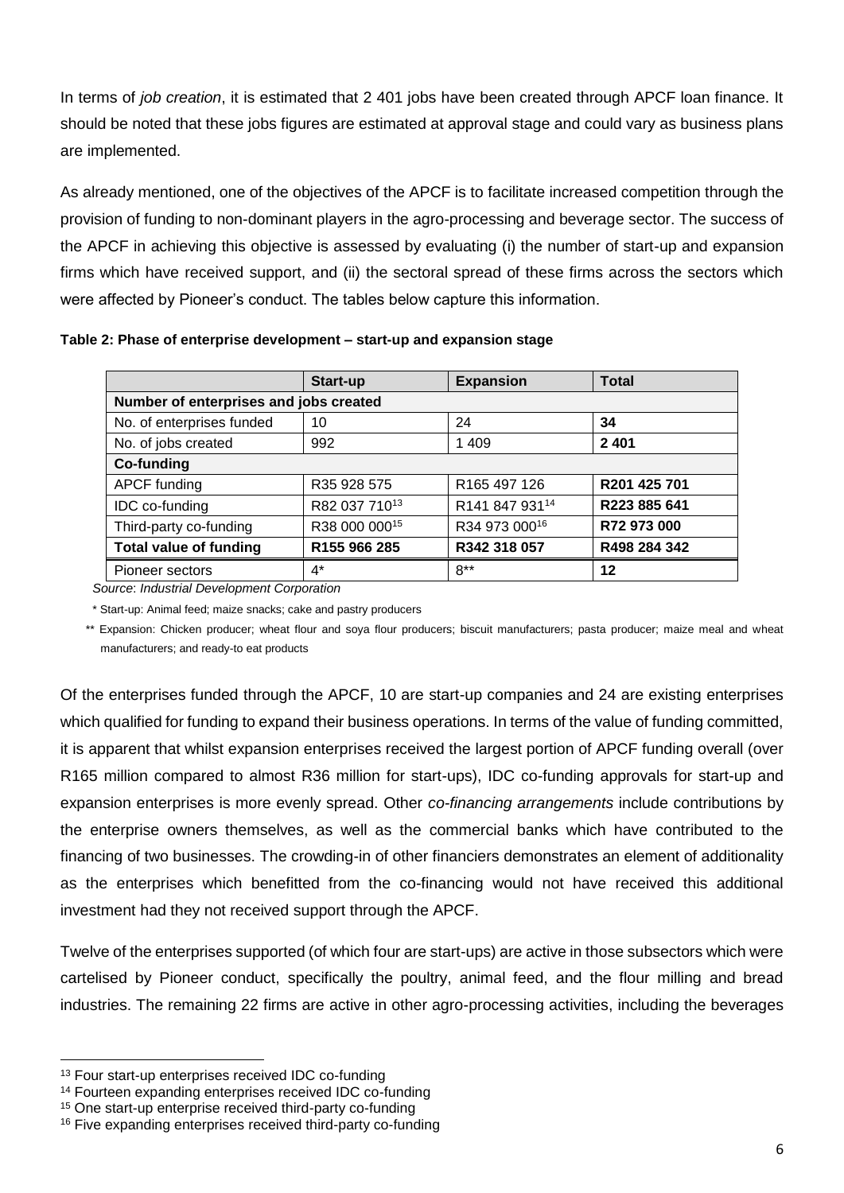In terms of *job creation*, it is estimated that 2 401 jobs have been created through APCF loan finance. It should be noted that these jobs figures are estimated at approval stage and could vary as business plans are implemented.

As already mentioned, one of the objectives of the APCF is to facilitate increased competition through the provision of funding to non-dominant players in the agro-processing and beverage sector. The success of the APCF in achieving this objective is assessed by evaluating (i) the number of start-up and expansion firms which have received support, and (ii) the sectoral spread of these firms across the sectors which were affected by Pioneer's conduct. The tables below capture this information.

**Table 2: Phase of enterprise development – start-up and expansion stage**

| | Start-up | Expansion | Total |
|---|---|---|---|
| **Number of enterprises and jobs created** | | | |
| No. of enterprises funded | 10 | 24 | **34** |
| No. of jobs created | 992 | 1 409 | **2 401** |
| **Co-funding** | | | |
| APCF funding | R35 928 575 | R165 497 126 | **R201 425 701** |
| IDC co-funding | R82 037 710[13] | R141 847 931[14] | **R223 885 641** |
| Third-party co-funding | R38 000 000[15] | R34 973 000[16] | **R72 973 000** |
| **Total value of funding** | **R155 966 285** | **R342 318 057** | **R498 284 342** |
| Pioneer sectors | 4* | 8** | **12** |

*Source*: *Industrial Development Corporation*

\* Start-up: Animal feed; maize snacks; cake and pastry producers

** Expansion: Chicken producer; wheat flour and soya flour producers; biscuit manufacturers; pasta producer; maize meal and wheat manufacturers; and ready-to eat products

Of the enterprises funded through the APCF, 10 are start-up companies and 24 are existing enterprises which qualified for funding to expand their business operations. In terms of the value of funding committed, it is apparent that whilst expansion enterprises received the largest portion of APCF funding overall (over R165 million compared to almost R36 million for start-ups), IDC co-funding approvals for start-up and expansion enterprises is more evenly spread. Other *co-financing arrangements* include contributions by the enterprise owners themselves, as well as the commercial banks which have contributed to the financing of two businesses. The crowding-in of other financiers demonstrates an element of additionality as the enterprises which benefitted from the co-financing would not have received this additional investment had they not received support through the APCF.

Twelve of the enterprises supported (of which four are start-ups) are active in those subsectors which were cartelised by Pioneer conduct, specifically the poultry, animal feed, and the flour milling and bread industries. The remaining 22 firms are active in other agro-processing activities, including the beverages

[13] Four start-up enterprises received IDC co-funding

[14] Fourteen expanding enterprises received IDC co-funding

[15] One start-up enterprise received third-party co-funding

[16] Five expanding enterprises received third-party co-funding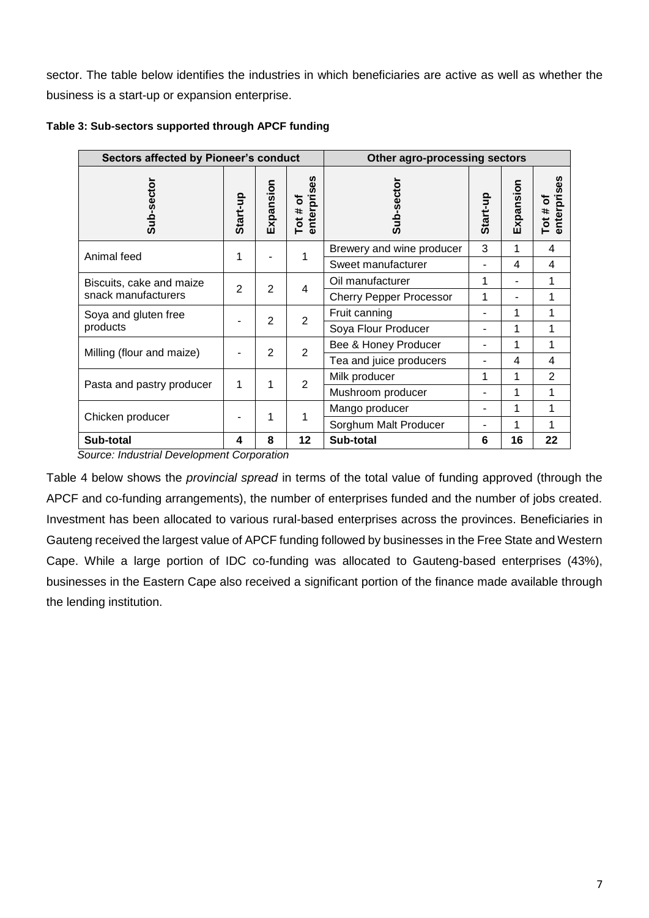sector. The table below identifies the industries in which beneficiaries are active as well as whether the business is a start-up or expansion enterprise.

**Table 3: Sub-sectors supported through APCF funding**

| Sectors affected by Pioneer's conduct | | | | Other agro-processing sectors | | | |
|---|---|---|---|---|---|---|---|
| **Sub-sector** | **Start-up** | **Expansion** | **Tot # of enterprises** | **Sub-sector** | **Start-up** | **Expansion** | **Tot # of enterprises** |
| Animal feed | 1 | - | 1 | Brewery and wine producer | 3 | 1 | 4 |
| | | | | Sweet manufacturer | - | 4 | 4 |
| Biscuits, cake and maize snack manufacturers | 2 | 2 | 4 | Oil manufacturer | 1 | - | 1 |
| | | | | Cherry Pepper Processor | 1 | - | 1 |
| Soya and gluten free products | - | 2 | 2 | Fruit canning | - | 1 | 1 |
| | | | | Soya Flour Producer | - | 1 | 1 |
| Milling (flour and maize) | - | 2 | 2 | Bee & Honey Producer | - | 1 | 1 |
| | | | | Tea and juice producers | - | 4 | 4 |
| Pasta and pastry producer | 1 | 1 | 2 | Milk producer | 1 | 1 | 2 |
| | | | | Mushroom producer | - | 1 | 1 |
| Chicken producer | - | 1 | 1 | Mango producer | - | 1 | 1 |
| | | | | Sorghum Malt Producer | - | 1 | 1 |
| **Sub-total** | **4** | **8** | **12** | **Sub-total** | **6** | **16** | **22** |

*Source: Industrial Development Corporation*

Table 4 below shows the *provincial spread* in terms of the total value of funding approved (through the APCF and co-funding arrangements), the number of enterprises funded and the number of jobs created. Investment has been allocated to various rural-based enterprises across the provinces. Beneficiaries in Gauteng received the largest value of APCF funding followed by businesses in the Free State and Western Cape. While a large portion of IDC co-funding was allocated to Gauteng-based enterprises (43%), businesses in the Eastern Cape also received a significant portion of the finance made available through the lending institution.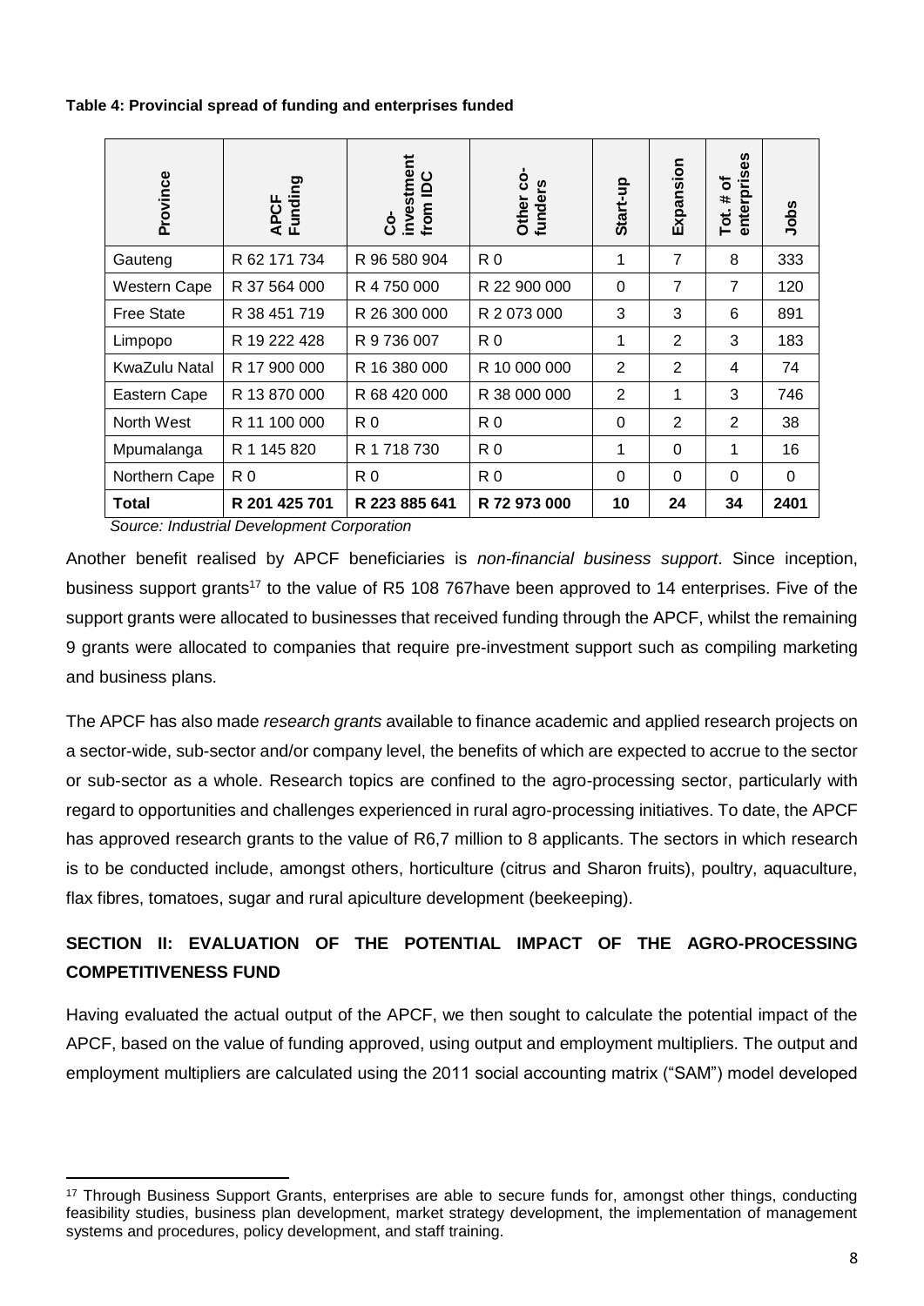**Table 4: Provincial spread of funding and enterprises funded**

| Province | APCF Funding | Co-investment from IDC | Other co-funders | Start-up | Expansion | Tot. # of enterprises | Jobs |
|---|---|---|---|---|---|---|---|
| Gauteng | R 62 171 734 | R 96 580 904 | R 0 | 1 | 7 | 8 | 333 |
| Western Cape | R 37 564 000 | R 4 750 000 | R 22 900 000 | 0 | 7 | 7 | 120 |
| Free State | R 38 451 719 | R 26 300 000 | R 2 073 000 | 3 | 3 | 6 | 891 |
| Limpopo | R 19 222 428 | R 9 736 007 | R 0 | 1 | 2 | 3 | 183 |
| KwaZulu Natal | R 17 900 000 | R 16 380 000 | R 10 000 000 | 2 | 2 | 4 | 74 |
| Eastern Cape | R 13 870 000 | R 68 420 000 | R 38 000 000 | 2 | 1 | 3 | 746 |
| North West | R 11 100 000 | R 0 | R 0 | 0 | 2 | 2 | 38 |
| Mpumalanga | R 1 145 820 | R 1 718 730 | R 0 | 1 | 0 | 1 | 16 |
| Northern Cape | R 0 | R 0 | R 0 | 0 | 0 | 0 | 0 |
| **Total** | **R 201 425 701** | **R 223 885 641** | **R 72 973 000** | **10** | **24** | **34** | **2401** |

*Source: Industrial Development Corporation*

Another benefit realised by APCF beneficiaries is *non-financial business support*. Since inception, business support grants[17] to the value of R5 108 767have been approved to 14 enterprises. Five of the support grants were allocated to businesses that received funding through the APCF, whilst the remaining 9 grants were allocated to companies that require pre-investment support such as compiling marketing and business plans.

The APCF has also made *research grants* available to finance academic and applied research projects on a sector-wide, sub-sector and/or company level, the benefits of which are expected to accrue to the sector or sub-sector as a whole. Research topics are confined to the agro-processing sector, particularly with regard to opportunities and challenges experienced in rural agro-processing initiatives. To date, the APCF has approved research grants to the value of R6,7 million to 8 applicants. The sectors in which research is to be conducted include, amongst others, horticulture (citrus and Sharon fruits), poultry, aquaculture, flax fibres, tomatoes, sugar and rural apiculture development (beekeeping).

## SECTION II: EVALUATION OF THE POTENTIAL IMPACT OF THE AGRO-PROCESSING COMPETITIVENESS FUND

Having evaluated the actual output of the APCF, we then sought to calculate the potential impact of the APCF, based on the value of funding approved, using output and employment multipliers. The output and employment multipliers are calculated using the 2011 social accounting matrix ("SAM") model developed

[17] Through Business Support Grants, enterprises are able to secure funds for, amongst other things, conducting feasibility studies, business plan development, market strategy development, the implementation of management systems and procedures, policy development, and staff training.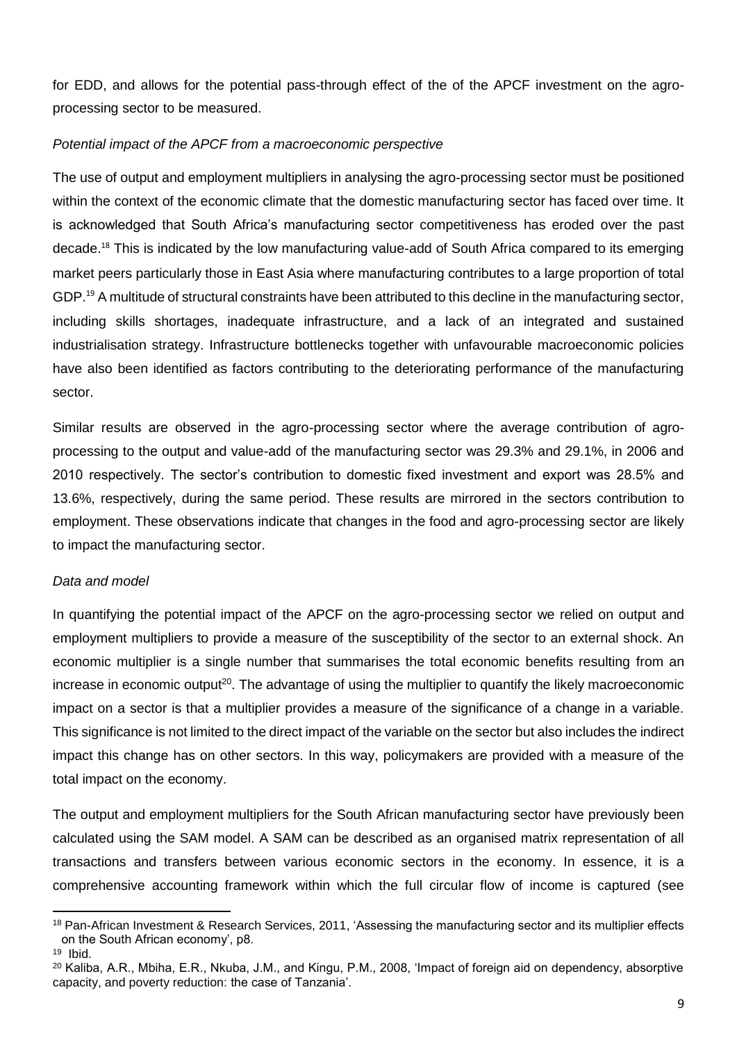for EDD, and allows for the potential pass-through effect of the of the APCF investment on the agro-processing sector to be measured.

*Potential impact of the APCF from a macroeconomic perspective*

The use of output and employment multipliers in analysing the agro-processing sector must be positioned within the context of the economic climate that the domestic manufacturing sector has faced over time. It is acknowledged that South Africa's manufacturing sector competitiveness has eroded over the past decade.[18] This is indicated by the low manufacturing value-add of South Africa compared to its emerging market peers particularly those in East Asia where manufacturing contributes to a large proportion of total GDP.[19] A multitude of structural constraints have been attributed to this decline in the manufacturing sector, including skills shortages, inadequate infrastructure, and a lack of an integrated and sustained industrialisation strategy. Infrastructure bottlenecks together with unfavourable macroeconomic policies have also been identified as factors contributing to the deteriorating performance of the manufacturing sector.

Similar results are observed in the agro-processing sector where the average contribution of agro-processing to the output and value-add of the manufacturing sector was 29.3% and 29.1%, in 2006 and 2010 respectively. The sector's contribution to domestic fixed investment and export was 28.5% and 13.6%, respectively, during the same period. These results are mirrored in the sectors contribution to employment. These observations indicate that changes in the food and agro-processing sector are likely to impact the manufacturing sector.

*Data and model*

In quantifying the potential impact of the APCF on the agro-processing sector we relied on output and employment multipliers to provide a measure of the susceptibility of the sector to an external shock. An economic multiplier is a single number that summarises the total economic benefits resulting from an increase in economic output[20]. The advantage of using the multiplier to quantify the likely macroeconomic impact on a sector is that a multiplier provides a measure of the significance of a change in a variable. This significance is not limited to the direct impact of the variable on the sector but also includes the indirect impact this change has on other sectors. In this way, policymakers are provided with a measure of the total impact on the economy.

The output and employment multipliers for the South African manufacturing sector have previously been calculated using the SAM model. A SAM can be described as an organised matrix representation of all transactions and transfers between various economic sectors in the economy. In essence, it is a comprehensive accounting framework within which the full circular flow of income is captured (see

---

[18] Pan-African Investment & Research Services, 2011, 'Assessing the manufacturing sector and its multiplier effects on the South African economy', p8.

[19] Ibid.

[20] Kaliba, A.R., Mbiha, E.R., Nkuba, J.M., and Kingu, P.M., 2008, 'Impact of foreign aid on dependency, absorptive capacity, and poverty reduction: the case of Tanzania'.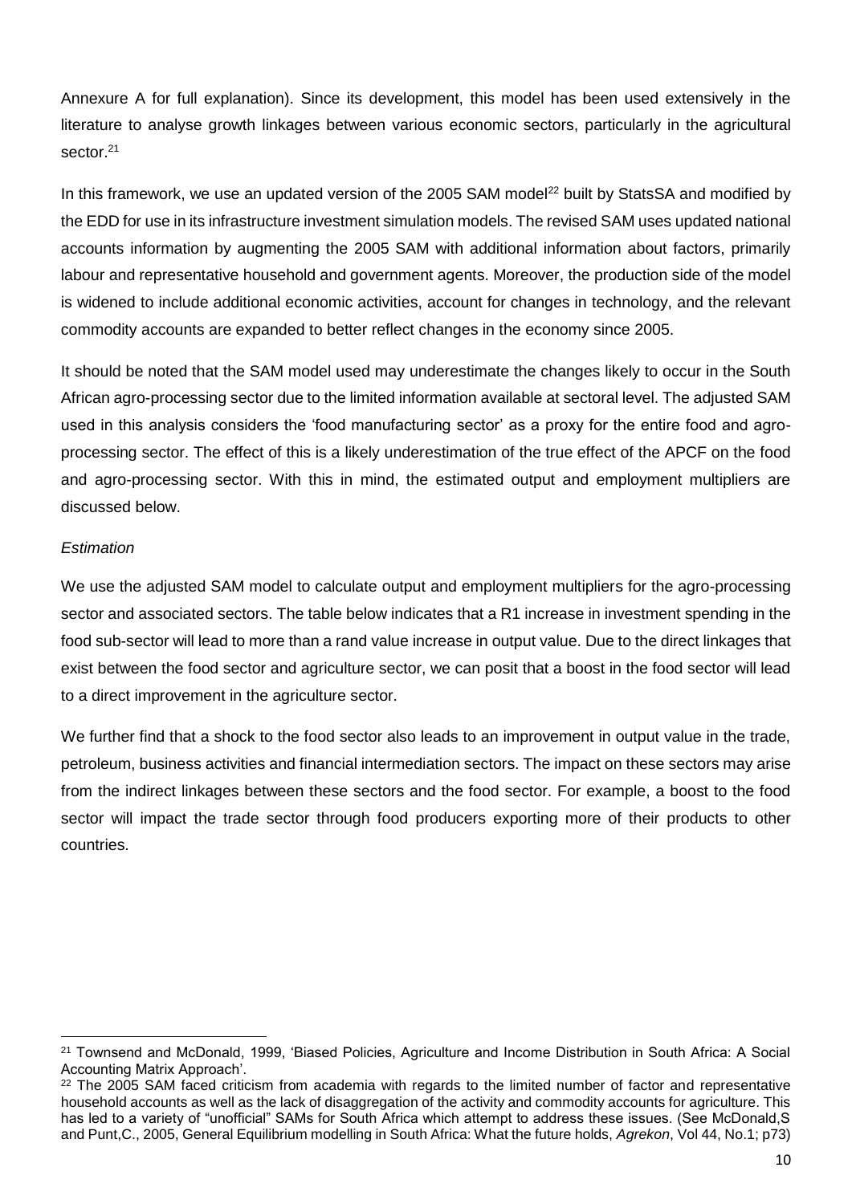Annexure A for full explanation). Since its development, this model has been used extensively in the literature to analyse growth linkages between various economic sectors, particularly in the agricultural sector.[21]

In this framework, we use an updated version of the 2005 SAM model[22] built by StatsSA and modified by the EDD for use in its infrastructure investment simulation models. The revised SAM uses updated national accounts information by augmenting the 2005 SAM with additional information about factors, primarily labour and representative household and government agents. Moreover, the production side of the model is widened to include additional economic activities, account for changes in technology, and the relevant commodity accounts are expanded to better reflect changes in the economy since 2005.

It should be noted that the SAM model used may underestimate the changes likely to occur in the South African agro-processing sector due to the limited information available at sectoral level. The adjusted SAM used in this analysis considers the 'food manufacturing sector' as a proxy for the entire food and agro-processing sector. The effect of this is a likely underestimation of the true effect of the APCF on the food and agro-processing sector. With this in mind, the estimated output and employment multipliers are discussed below.

*Estimation*

We use the adjusted SAM model to calculate output and employment multipliers for the agro-processing sector and associated sectors. The table below indicates that a R1 increase in investment spending in the food sub-sector will lead to more than a rand value increase in output value. Due to the direct linkages that exist between the food sector and agriculture sector, we can posit that a boost in the food sector will lead to a direct improvement in the agriculture sector.

We further find that a shock to the food sector also leads to an improvement in output value in the trade, petroleum, business activities and financial intermediation sectors. The impact on these sectors may arise from the indirect linkages between these sectors and the food sector. For example, a boost to the food sector will impact the trade sector through food producers exporting more of their products to other countries.

---

[21] Townsend and McDonald, 1999, 'Biased Policies, Agriculture and Income Distribution in South Africa: A Social Accounting Matrix Approach'.

[22] The 2005 SAM faced criticism from academia with regards to the limited number of factor and representative household accounts as well as the lack of disaggregation of the activity and commodity accounts for agriculture. This has led to a variety of "unofficial" SAMs for South Africa which attempt to address these issues. (See McDonald,S and Punt,C., 2005, General Equilibrium modelling in South Africa: What the future holds, *Agrekon*, Vol 44, No.1; p73)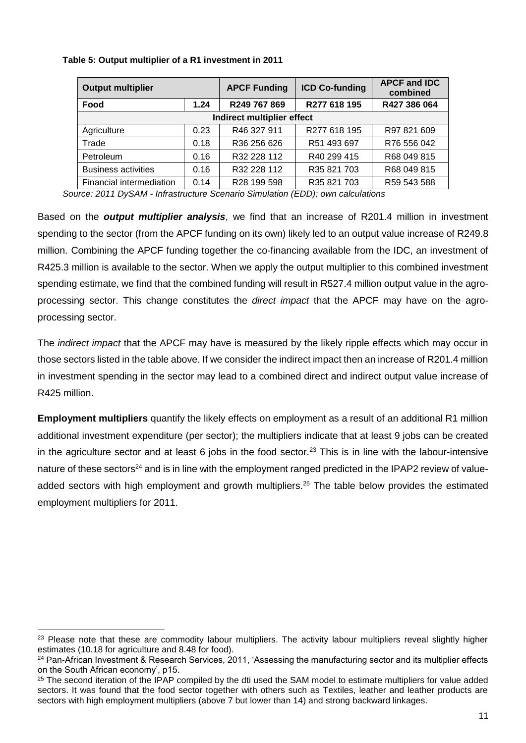**Table 5: Output multiplier of a R1 investment in 2011**

| Output multiplier | | APCF Funding | ICD Co-funding | APCF and IDC combined |
|---|---|---|---|---|
| **Food** | **1.24** | **R249 767 869** | **R277 618 195** | **R427 386 064** |
| **Indirect multiplier effect** | | | | |
| Agriculture | 0.23 | R46 327 911 | R277 618 195 | R97 821 609 |
| Trade | 0.18 | R36 256 626 | R51 493 697 | R76 556 042 |
| Petroleum | 0.16 | R32 228 112 | R40 299 415 | R68 049 815 |
| Business activities | 0.16 | R32 228 112 | R35 821 703 | R68 049 815 |
| Financial intermediation | 0.14 | R28 199 598 | R35 821 703 | R59 543 588 |

*Source: 2011 DySAM - Infrastructure Scenario Simulation (EDD); own calculations*

Based on the ***output multiplier analysis***, we find that an increase of R201.4 million in investment spending to the sector (from the APCF funding on its own) likely led to an output value increase of R249.8 million. Combining the APCF funding together the co-financing available from the IDC, an investment of R425.3 million is available to the sector. When we apply the output multiplier to this combined investment spending estimate, we find that the combined funding will result in R527.4 million output value in the agro-processing sector. This change constitutes the *direct impact* that the APCF may have on the agro-processing sector.

The *indirect impact* that the APCF may have is measured by the likely ripple effects which may occur in those sectors listed in the table above. If we consider the indirect impact then an increase of R201.4 million in investment spending in the sector may lead to a combined direct and indirect output value increase of R425 million.

**Employment multipliers** quantify the likely effects on employment as a result of an additional R1 million additional investment expenditure (per sector); the multipliers indicate that at least 9 jobs can be created in the agriculture sector and at least 6 jobs in the food sector.[23] This is in line with the labour-intensive nature of these sectors[24] and is in line with the employment ranged predicted in the IPAP2 review of value-added sectors with high employment and growth multipliers.[25] The table below provides the estimated employment multipliers for 2011.

[23] Please note that these are commodity labour multipliers. The activity labour multipliers reveal slightly higher estimates (10.18 for agriculture and 8.48 for food).

[24] Pan-African Investment & Research Services, 2011, 'Assessing the manufacturing sector and its multiplier effects on the South African economy', p15.

[25] The second iteration of the IPAP compiled by the dti used the SAM model to estimate multipliers for value added sectors. It was found that the food sector together with others such as Textiles, leather and leather products are sectors with high employment multipliers (above 7 but lower than 14) and strong backward linkages.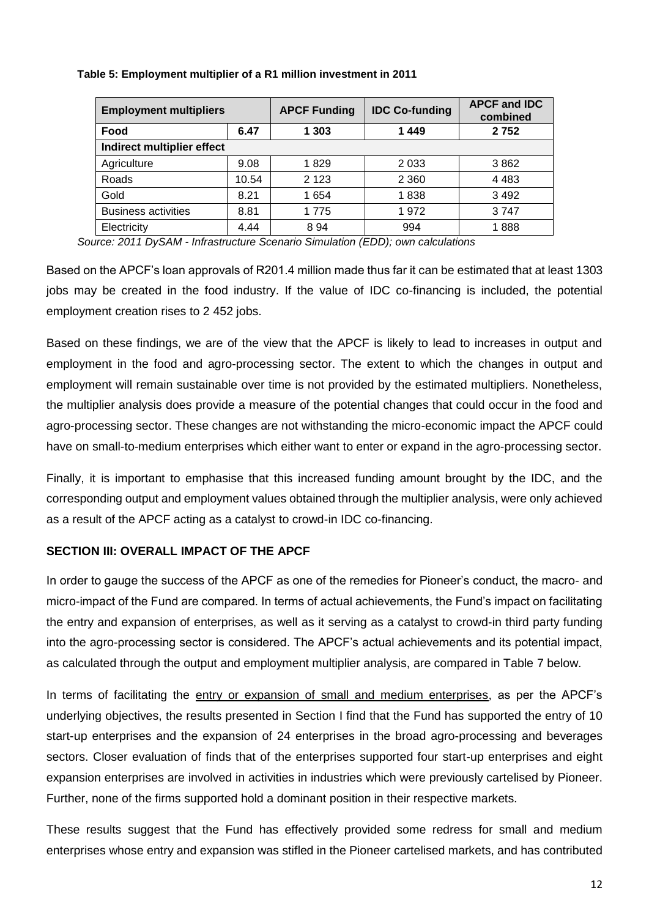**Table 5: Employment multiplier of a R1 million investment in 2011**

| Employment multipliers | | APCF Funding | IDC Co-funding | APCF and IDC combined |
|---|---|---|---|---|
| **Food** | **6.47** | **1 303** | **1 449** | **2 752** |
| **Indirect multiplier effect** | | | | |
| Agriculture | 9.08 | 1 829 | 2 033 | 3 862 |
| Roads | 10.54 | 2 123 | 2 360 | 4 483 |
| Gold | 8.21 | 1 654 | 1 838 | 3 492 |
| Business activities | 8.81 | 1 775 | 1 972 | 3 747 |
| Electricity | 4.44 | 8 94 | 994 | 1 888 |

*Source: 2011 DySAM - Infrastructure Scenario Simulation (EDD); own calculations*

Based on the APCF's loan approvals of R201.4 million made thus far it can be estimated that at least 1303 jobs may be created in the food industry. If the value of IDC co-financing is included, the potential employment creation rises to 2 452 jobs.

Based on these findings, we are of the view that the APCF is likely to lead to increases in output and employment in the food and agro-processing sector. The extent to which the changes in output and employment will remain sustainable over time is not provided by the estimated multipliers. Nonetheless, the multiplier analysis does provide a measure of the potential changes that could occur in the food and agro-processing sector. These changes are not withstanding the micro-economic impact the APCF could have on small-to-medium enterprises which either want to enter or expand in the agro-processing sector.

Finally, it is important to emphasise that this increased funding amount brought by the IDC, and the corresponding output and employment values obtained through the multiplier analysis, were only achieved as a result of the APCF acting as a catalyst to crowd-in IDC co-financing.

## SECTION III: OVERALL IMPACT OF THE APCF

In order to gauge the success of the APCF as one of the remedies for Pioneer's conduct, the macro- and micro-impact of the Fund are compared. In terms of actual achievements, the Fund's impact on facilitating the entry and expansion of enterprises, as well as it serving as a catalyst to crowd-in third party funding into the agro-processing sector is considered. The APCF's actual achievements and its potential impact, as calculated through the output and employment multiplier analysis, are compared in Table 7 below.

In terms of facilitating the entry or expansion of small and medium enterprises, as per the APCF's underlying objectives, the results presented in Section I find that the Fund has supported the entry of 10 start-up enterprises and the expansion of 24 enterprises in the broad agro-processing and beverages sectors. Closer evaluation of finds that of the enterprises supported four start-up enterprises and eight expansion enterprises are involved in activities in industries which were previously cartelised by Pioneer. Further, none of the firms supported hold a dominant position in their respective markets.

These results suggest that the Fund has effectively provided some redress for small and medium enterprises whose entry and expansion was stifled in the Pioneer cartelised markets, and has contributed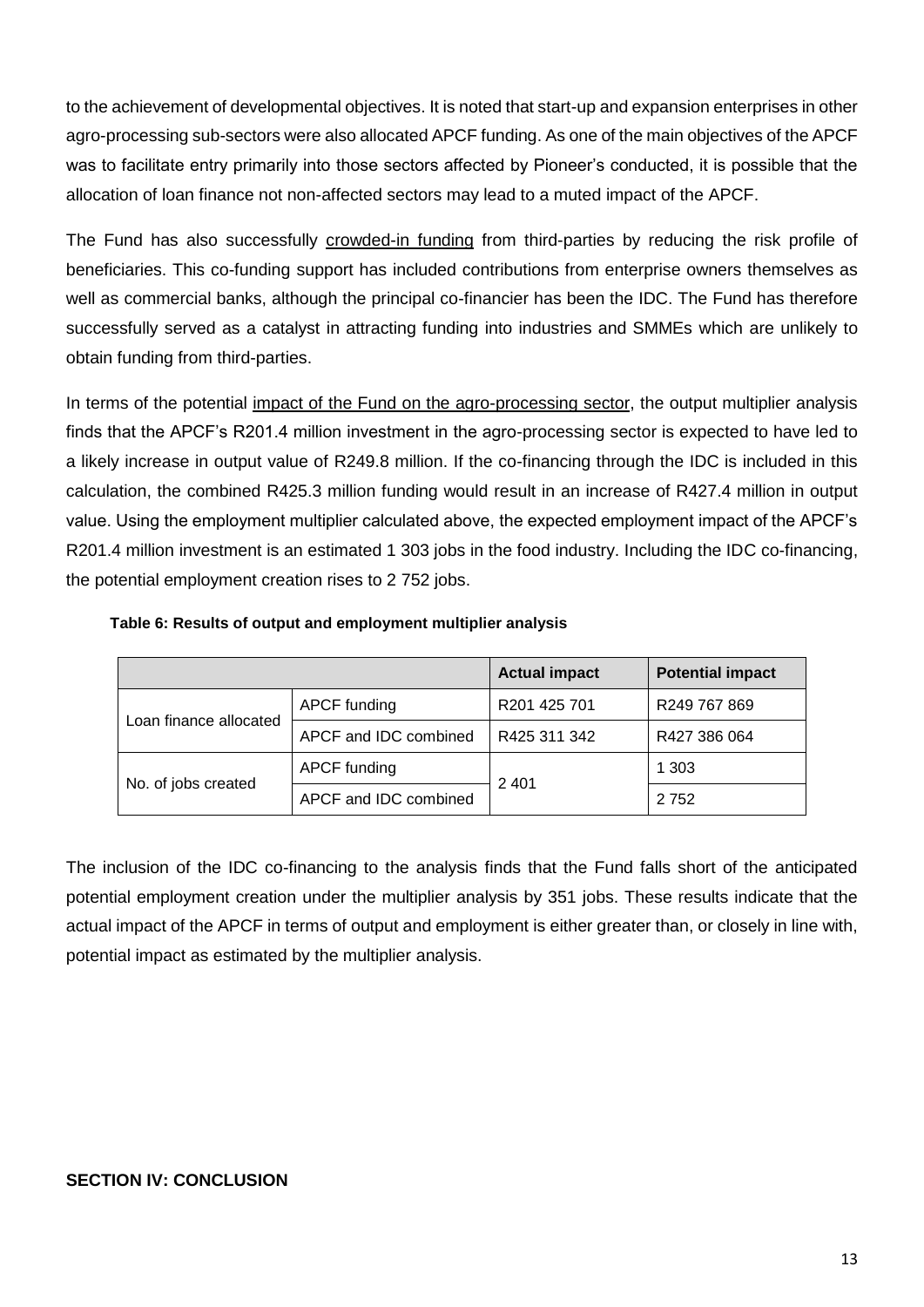to the achievement of developmental objectives. It is noted that start-up and expansion enterprises in other agro-processing sub-sectors were also allocated APCF funding. As one of the main objectives of the APCF was to facilitate entry primarily into those sectors affected by Pioneer's conducted, it is possible that the allocation of loan finance not non-affected sectors may lead to a muted impact of the APCF.

The Fund has also successfully crowded-in funding from third-parties by reducing the risk profile of beneficiaries. This co-funding support has included contributions from enterprise owners themselves as well as commercial banks, although the principal co-financier has been the IDC. The Fund has therefore successfully served as a catalyst in attracting funding into industries and SMMEs which are unlikely to obtain funding from third-parties.

In terms of the potential impact of the Fund on the agro-processing sector, the output multiplier analysis finds that the APCF's R201.4 million investment in the agro-processing sector is expected to have led to a likely increase in output value of R249.8 million. If the co-financing through the IDC is included in this calculation, the combined R425.3 million funding would result in an increase of R427.4 million in output value. Using the employment multiplier calculated above, the expected employment impact of the APCF's R201.4 million investment is an estimated 1 303 jobs in the food industry. Including the IDC co-financing, the potential employment creation rises to 2 752 jobs.

**Table 6: Results of output and employment multiplier analysis**

| | | Actual impact | Potential impact |
|---|---|---|---|
| Loan finance allocated | APCF funding | R201 425 701 | R249 767 869 |
| | APCF and IDC combined | R425 311 342 | R427 386 064 |
| No. of jobs created | APCF funding | 2 401 | 1 303 |
| | APCF and IDC combined | | 2 752 |

The inclusion of the IDC co-financing to the analysis finds that the Fund falls short of the anticipated potential employment creation under the multiplier analysis by 351 jobs. These results indicate that the actual impact of the APCF in terms of output and employment is either greater than, or closely in line with, potential impact as estimated by the multiplier analysis.

## SECTION IV: CONCLUSION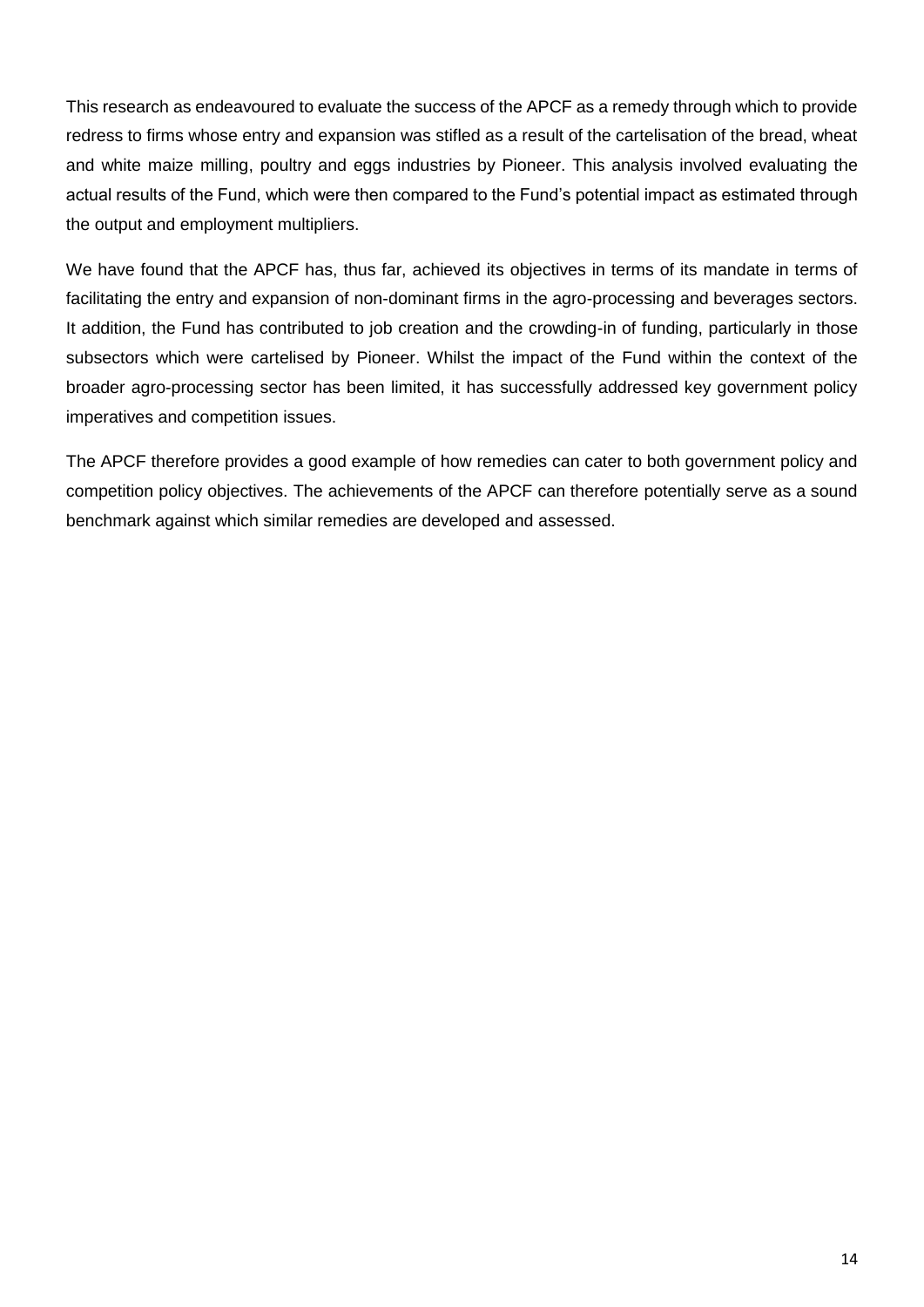This research as endeavoured to evaluate the success of the APCF as a remedy through which to provide redress to firms whose entry and expansion was stifled as a result of the cartelisation of the bread, wheat and white maize milling, poultry and eggs industries by Pioneer. This analysis involved evaluating the actual results of the Fund, which were then compared to the Fund's potential impact as estimated through the output and employment multipliers.

We have found that the APCF has, thus far, achieved its objectives in terms of its mandate in terms of facilitating the entry and expansion of non-dominant firms in the agro-processing and beverages sectors. It addition, the Fund has contributed to job creation and the crowding-in of funding, particularly in those subsectors which were cartelised by Pioneer. Whilst the impact of the Fund within the context of the broader agro-processing sector has been limited, it has successfully addressed key government policy imperatives and competition issues.

The APCF therefore provides a good example of how remedies can cater to both government policy and competition policy objectives. The achievements of the APCF can therefore potentially serve as a sound benchmark against which similar remedies are developed and assessed.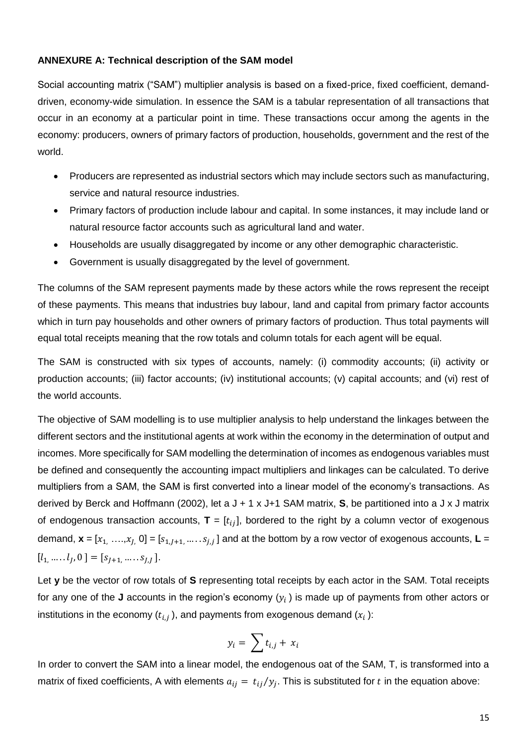**ANNEXURE A: Technical description of the SAM model**

Social accounting matrix ("SAM") multiplier analysis is based on a fixed-price, fixed coefficient, demand-driven, economy-wide simulation. In essence the SAM is a tabular representation of all transactions that occur in an economy at a particular point in time. These transactions occur among the agents in the economy: producers, owners of primary factors of production, households, government and the rest of the world.

- Producers are represented as industrial sectors which may include sectors such as manufacturing, service and natural resource industries.
- Primary factors of production include labour and capital. In some instances, it may include land or natural resource factor accounts such as agricultural land and water.
- Households are usually disaggregated by income or any other demographic characteristic.
- Government is usually disaggregated by the level of government.

The columns of the SAM represent payments made by these actors while the rows represent the receipt of these payments. This means that industries buy labour, land and capital from primary factor accounts which in turn pay households and other owners of primary factors of production. Thus total payments will equal total receipts meaning that the row totals and column totals for each agent will be equal.

The SAM is constructed with six types of accounts, namely: (i) commodity accounts; (ii) activity or production accounts; (iii) factor accounts; (iv) institutional accounts; (v) capital accounts; and (vi) rest of the world accounts.

The objective of SAM modelling is to use multiplier analysis to help understand the linkages between the different sectors and the institutional agents at work within the economy in the determination of output and incomes. More specifically for SAM modelling the determination of incomes as endogenous variables must be defined and consequently the accounting impact multipliers and linkages can be calculated. To derive multipliers from a SAM, the SAM is first converted into a linear model of the economy's transactions. As derived by Berck and Hoffmann (2002), let a J + 1 x J+1 SAM matrix, **S**, be partitioned into a J x J matrix of endogenous transaction accounts, **T** = $[t_{ij}]$, bordered to the right by a column vector of exogenous demand, **x** = $[x_{1,} \ldots, x_{J,}\ 0] = [s_{1,J+1,} \ldots \ldots s_{j,j}]$ and at the bottom by a row vector of exogenous accounts, **L** = $[l_{1,} \ldots \ldots l_{J}, 0\ ] = [s_{J+1,} \ldots \ldots s_{J,J}\ ]$.

Let **y** be the vector of row totals of **S** representing total receipts by each actor in the SAM. Total receipts for any one of the **J** accounts in the region's economy ($y_i$) is made up of payments from other actors or institutions in the economy ($t_{i,j}$), and payments from exogenous demand ($x_i$):

$$y_i = \sum t_{i,j} + x_i$$

In order to convert the SAM into a linear model, the endogenous oat of the SAM, T, is transformed into a matrix of fixed coefficients, A with elements $a_{ij} = t_{ij}/y_j$. This is substituted for $t$ in the equation above: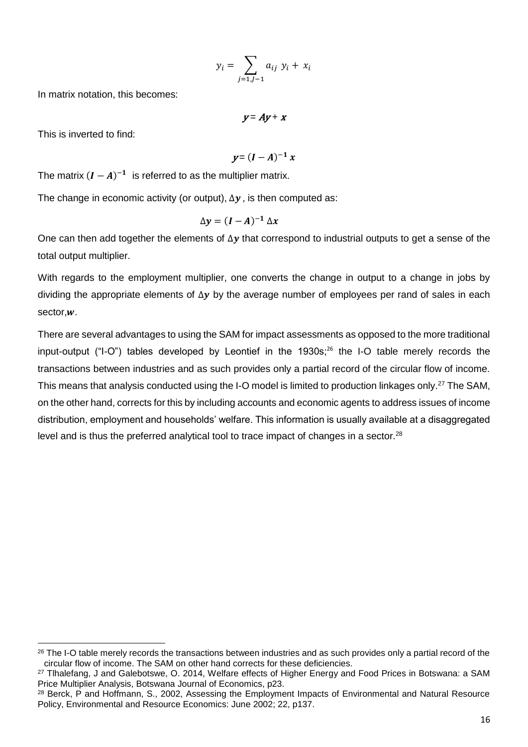$$y_i = \sum_{j=1,J-1} a_{ij}\ y_i +\ x_i$$

In matrix notation, this becomes:

$$\boldsymbol{y} = \boldsymbol{A}\boldsymbol{y} + \boldsymbol{x}$$

This is inverted to find:

$$\boldsymbol{y} = (\boldsymbol{I} - \boldsymbol{A})^{-1}\,\boldsymbol{x}$$

The matrix $(\boldsymbol{I} - \boldsymbol{A})^{-1}$ is referred to as the multiplier matrix.

The change in economic activity (or output), $\Delta\boldsymbol{y}$, is then computed as:

$$\Delta\boldsymbol{y} = (\boldsymbol{I} - \boldsymbol{A})^{-1}\,\Delta\boldsymbol{x}$$

One can then add together the elements of $\Delta\boldsymbol{y}$ that correspond to industrial outputs to get a sense of the total output multiplier.

With regards to the employment multiplier, one converts the change in output to a change in jobs by dividing the appropriate elements of $\Delta\boldsymbol{y}$ by the average number of employees per rand of sales in each sector, $\boldsymbol{w}$.

There are several advantages to using the SAM for impact assessments as opposed to the more traditional input-output ("I-O") tables developed by Leontief in the 1930s;[26] the I-O table merely records the transactions between industries and as such provides only a partial record of the circular flow of income. This means that analysis conducted using the I-O model is limited to production linkages only.[27] The SAM, on the other hand, corrects for this by including accounts and economic agents to address issues of income distribution, employment and households' welfare. This information is usually available at a disaggregated level and is thus the preferred analytical tool to trace impact of changes in a sector.[28]

---

[26] The I-O table merely records the transactions between industries and as such provides only a partial record of the circular flow of income. The SAM on other hand corrects for these deficiencies.

[27] Tlhalefang, J and Galebotswe, O. 2014, Welfare effects of Higher Energy and Food Prices in Botswana: a SAM Price Multiplier Analysis, Botswana Journal of Economics, p23.

[28] Berck, P and Hoffmann, S., 2002, Assessing the Employment Impacts of Environmental and Natural Resource Policy, Environmental and Resource Economics: June 2002; 22, p137.